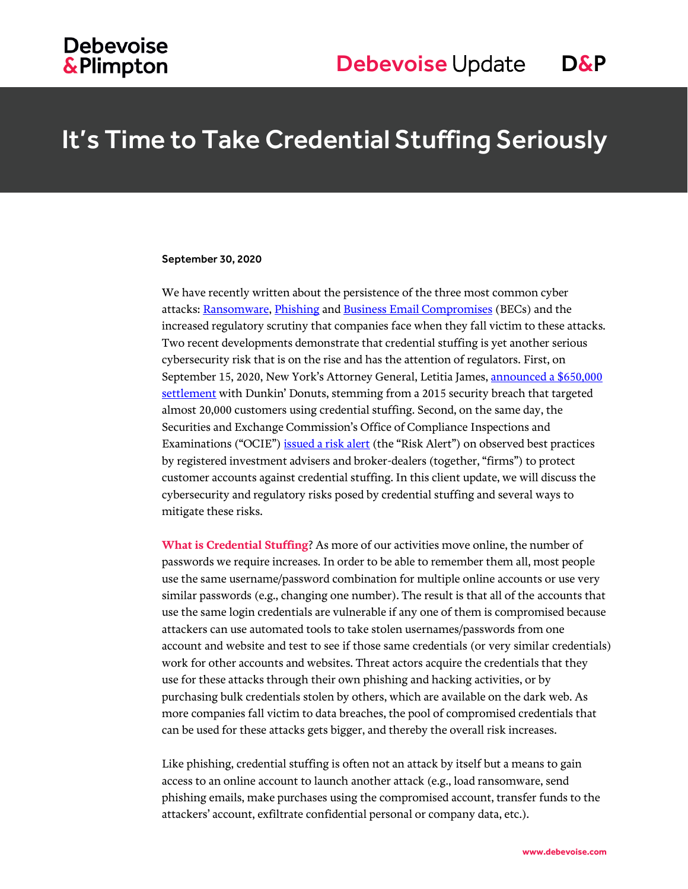# It's Time to Take Credential Stuffing Seriously

**September 30, 2020**

We have recently written about the persistence of the three most common cyber attacks: Ransomware, Phishing and Business Email Compromises (BECs) and the increased regulatory scrutiny that companies face when they fall victim to these attacks. Two recent developments demonstrate that credential stuffing is yet another serious cybersecurity risk that is on the rise and has the attention of regulators. First, on September 15, 2020, New York's Attorney General, Letitia James, announced a $650,000 settlement with Dunkin' Donuts, stemming from a 2015 security breach that targeted almost 20,000 customers using credential stuffing. Second, on the same day, the Securities and Exchange Commission's Office of Compliance Inspections and Examinations ("OCIE") issued a risk alert (the "Risk Alert") on observed best practices by registered investment advisers and broker-dealers (together, "firms") to protect customer accounts against credential stuffing. In this client update, we will discuss the cybersecurity and regulatory risks posed by credential stuffing and several ways to mitigate these risks.

**What is Credential Stuffing**? As more of our activities move online, the number of passwords we require increases. In order to be able to remember them all, most people use the same username/password combination for multiple online accounts or use very similar passwords (e.g., changing one number). The result is that all of the accounts that use the same login credentials are vulnerable if any one of them is compromised because attackers can use automated tools to take stolen usernames/passwords from one account and website and test to see if those same credentials (or very similar credentials) work for other accounts and websites. Threat actors acquire the credentials that they use for these attacks through their own phishing and hacking activities, or by purchasing bulk credentials stolen by others, which are available on the dark web. As more companies fall victim to data breaches, the pool of compromised credentials that can be used for these attacks gets bigger, and thereby the overall risk increases.

Like phishing, credential stuffing is often not an attack by itself but a means to gain access to an online account to launch another attack (e.g., load ransomware, send phishing emails, make purchases using the compromised account, transfer funds to the attackers' account, exfiltrate confidential personal or company data, etc.).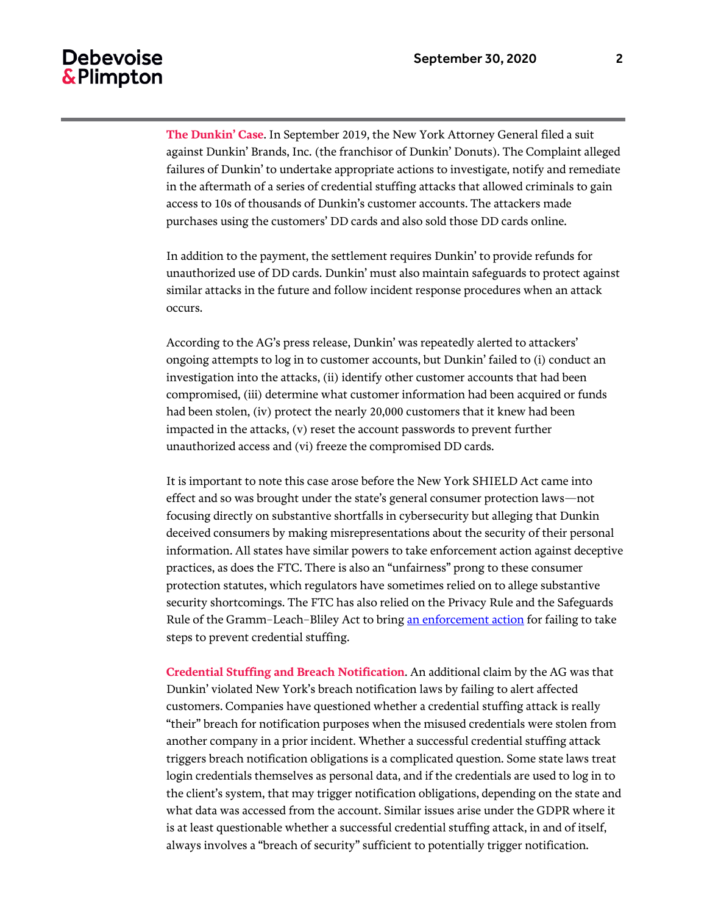**The Dunkin' Case**. In September 2019, the New York Attorney General filed a suit against Dunkin' Brands, Inc. (the franchisor of Dunkin' Donuts). The Complaint alleged failures of Dunkin' to undertake appropriate actions to investigate, notify and remediate in the aftermath of a series of credential stuffing attacks that allowed criminals to gain access to 10s of thousands of Dunkin's customer accounts. The attackers made purchases using the customers' DD cards and also sold those DD cards online.

In addition to the payment, the settlement requires Dunkin' to provide refunds for unauthorized use of DD cards. Dunkin' must also maintain safeguards to protect against similar attacks in the future and follow incident response procedures when an attack occurs.

According to the AG's press release, Dunkin' was repeatedly alerted to attackers' ongoing attempts to log in to customer accounts, but Dunkin' failed to (i) conduct an investigation into the attacks, (ii) identify other customer accounts that had been compromised, (iii) determine what customer information had been acquired or funds had been stolen, (iv) protect the nearly 20,000 customers that it knew had been impacted in the attacks, (v) reset the account passwords to prevent further unauthorized access and (vi) freeze the compromised DD cards.

It is important to note this case arose before the New York SHIELD Act came into effect and so was brought under the state's general consumer protection laws—not focusing directly on substantive shortfalls in cybersecurity but alleging that Dunkin deceived consumers by making misrepresentations about the security of their personal information. All states have similar powers to take enforcement action against deceptive practices, as does the FTC. There is also an "unfairness" prong to these consumer protection statutes, which regulators have sometimes relied on to allege substantive security shortcomings. The FTC has also relied on the Privacy Rule and the Safeguards Rule of the Gramm–Leach–Bliley Act to bring an enforcement action for failing to take steps to prevent credential stuffing.

**Credential Stuffing and Breach Notification**. An additional claim by the AG was that Dunkin' violated New York's breach notification laws by failing to alert affected customers. Companies have questioned whether a credential stuffing attack is really "their" breach for notification purposes when the misused credentials were stolen from another company in a prior incident. Whether a successful credential stuffing attack triggers breach notification obligations is a complicated question. Some state laws treat login credentials themselves as personal data, and if the credentials are used to log in to the client's system, that may trigger notification obligations, depending on the state and what data was accessed from the account. Similar issues arise under the GDPR where it is at least questionable whether a successful credential stuffing attack, in and of itself, always involves a "breach of security" sufficient to potentially trigger notification.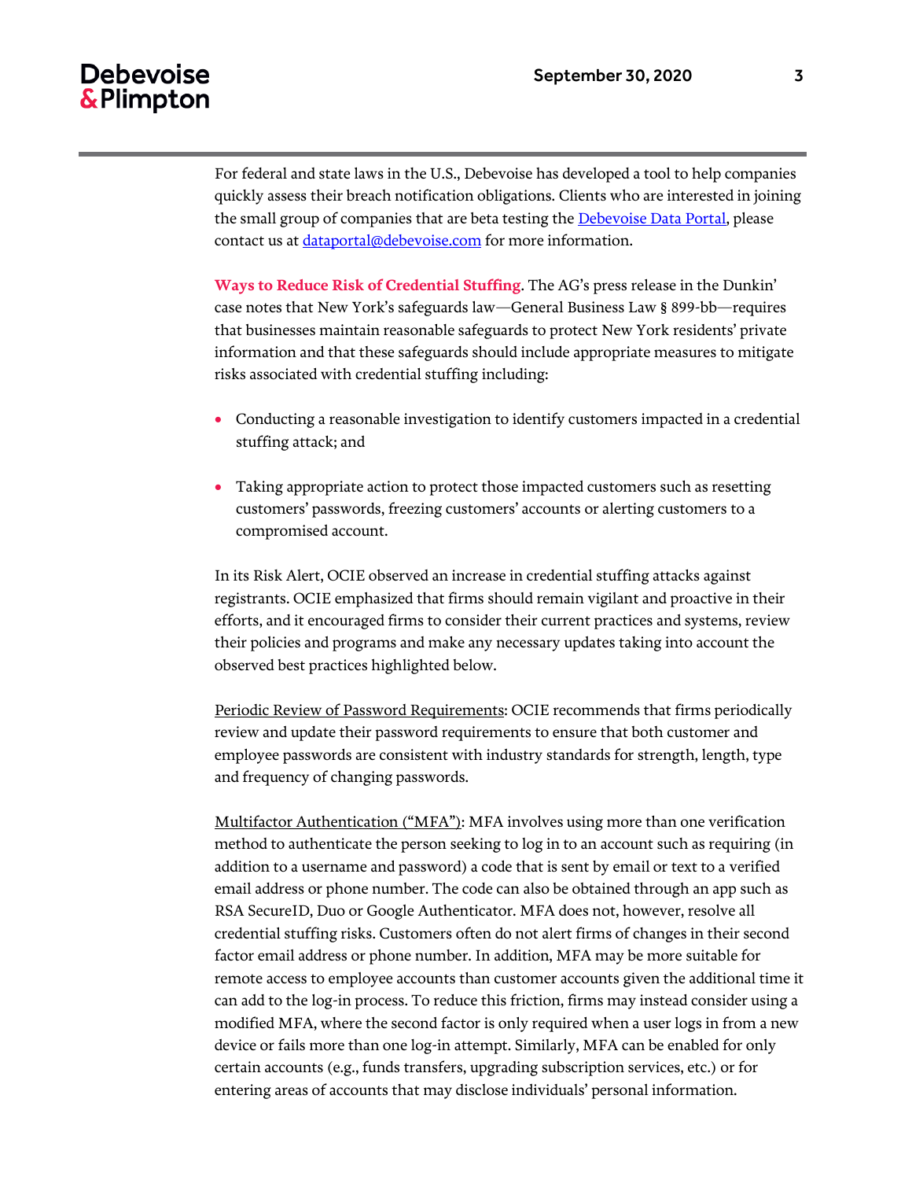For federal and state laws in the U.S., Debevoise has developed a tool to help companies quickly assess their breach notification obligations. Clients who are interested in joining the small group of companies that are beta testing the [Debevoise Data Portal](), please contact us at [dataportal@debevoise.com](mailto:dataportal@debevoise.com) for more information.

**Ways to Reduce Risk of Credential Stuffing**. The AG's press release in the Dunkin' case notes that New York's safeguards law—General Business Law § 899-bb—requires that businesses maintain reasonable safeguards to protect New York residents' private information and that these safeguards should include appropriate measures to mitigate risks associated with credential stuffing including:

- Conducting a reasonable investigation to identify customers impacted in a credential stuffing attack; and
- Taking appropriate action to protect those impacted customers such as resetting customers' passwords, freezing customers' accounts or alerting customers to a compromised account.

In its Risk Alert, OCIE observed an increase in credential stuffing attacks against registrants. OCIE emphasized that firms should remain vigilant and proactive in their efforts, and it encouraged firms to consider their current practices and systems, review their policies and programs and make any necessary updates taking into account the observed best practices highlighted below.

<u>Periodic Review of Password Requirements</u>: OCIE recommends that firms periodically review and update their password requirements to ensure that both customer and employee passwords are consistent with industry standards for strength, length, type and frequency of changing passwords.

<u>Multifactor Authentication ("MFA")</u>: MFA involves using more than one verification method to authenticate the person seeking to log in to an account such as requiring (in addition to a username and password) a code that is sent by email or text to a verified email address or phone number. The code can also be obtained through an app such as RSA SecureID, Duo or Google Authenticator. MFA does not, however, resolve all credential stuffing risks. Customers often do not alert firms of changes in their second factor email address or phone number. In addition, MFA may be more suitable for remote access to employee accounts than customer accounts given the additional time it can add to the log-in process. To reduce this friction, firms may instead consider using a modified MFA, where the second factor is only required when a user logs in from a new device or fails more than one log-in attempt. Similarly, MFA can be enabled for only certain accounts (e.g., funds transfers, upgrading subscription services, etc.) or for entering areas of accounts that may disclose individuals' personal information.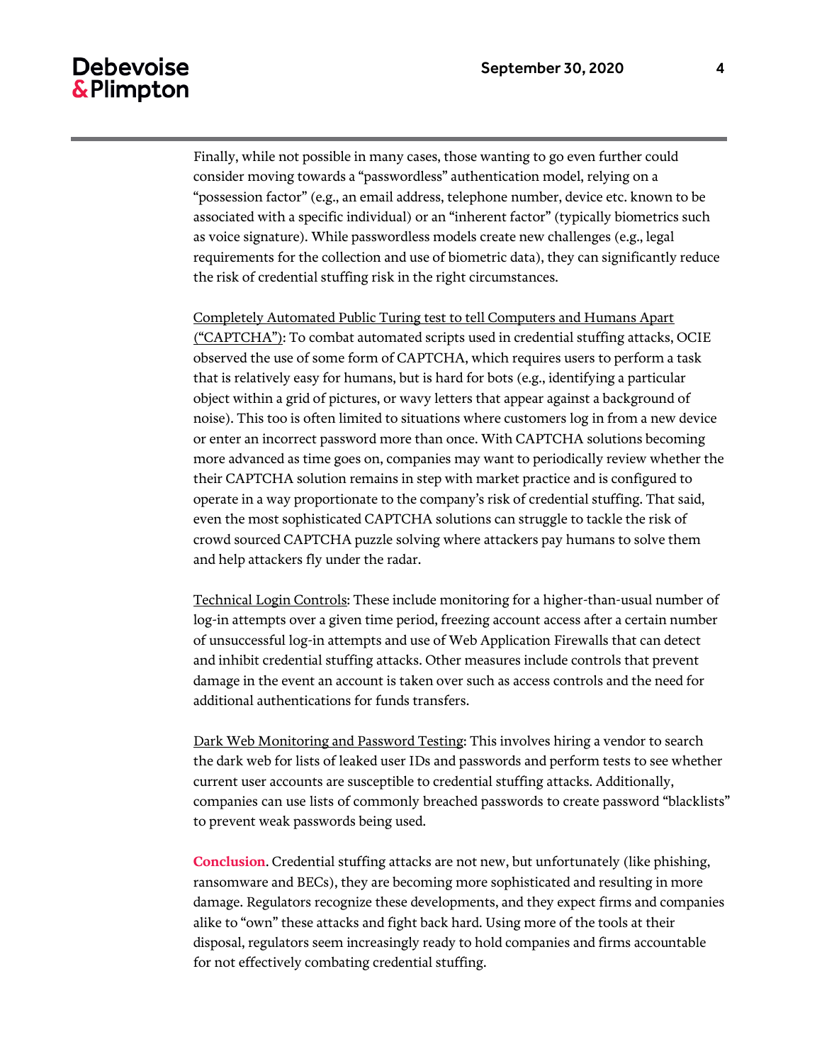Finally, while not possible in many cases, those wanting to go even further could consider moving towards a "passwordless" authentication model, relying on a "possession factor" (e.g., an email address, telephone number, device etc. known to be associated with a specific individual) or an "inherent factor" (typically biometrics such as voice signature). While passwordless models create new challenges (e.g., legal requirements for the collection and use of biometric data), they can significantly reduce the risk of credential stuffing risk in the right circumstances.

<u>Completely Automated Public Turing test to tell Computers and Humans Apart ("CAPTCHA")</u>: To combat automated scripts used in credential stuffing attacks, OCIE observed the use of some form of CAPTCHA, which requires users to perform a task that is relatively easy for humans, but is hard for bots (e.g., identifying a particular object within a grid of pictures, or wavy letters that appear against a background of noise). This too is often limited to situations where customers log in from a new device or enter an incorrect password more than once. With CAPTCHA solutions becoming more advanced as time goes on, companies may want to periodically review whether the their CAPTCHA solution remains in step with market practice and is configured to operate in a way proportionate to the company's risk of credential stuffing. That said, even the most sophisticated CAPTCHA solutions can struggle to tackle the risk of crowd sourced CAPTCHA puzzle solving where attackers pay humans to solve them and help attackers fly under the radar.

<u>Technical Login Controls</u>: These include monitoring for a higher-than-usual number of log-in attempts over a given time period, freezing account access after a certain number of unsuccessful log-in attempts and use of Web Application Firewalls that can detect and inhibit credential stuffing attacks. Other measures include controls that prevent damage in the event an account is taken over such as access controls and the need for additional authentications for funds transfers.

<u>Dark Web Monitoring and Password Testing</u>: This involves hiring a vendor to search the dark web for lists of leaked user IDs and passwords and perform tests to see whether current user accounts are susceptible to credential stuffing attacks. Additionally, companies can use lists of commonly breached passwords to create password "blacklists" to prevent weak passwords being used.

**Conclusion**. Credential stuffing attacks are not new, but unfortunately (like phishing, ransomware and BECs), they are becoming more sophisticated and resulting in more damage. Regulators recognize these developments, and they expect firms and companies alike to "own" these attacks and fight back hard. Using more of the tools at their disposal, regulators seem increasingly ready to hold companies and firms accountable for not effectively combating credential stuffing.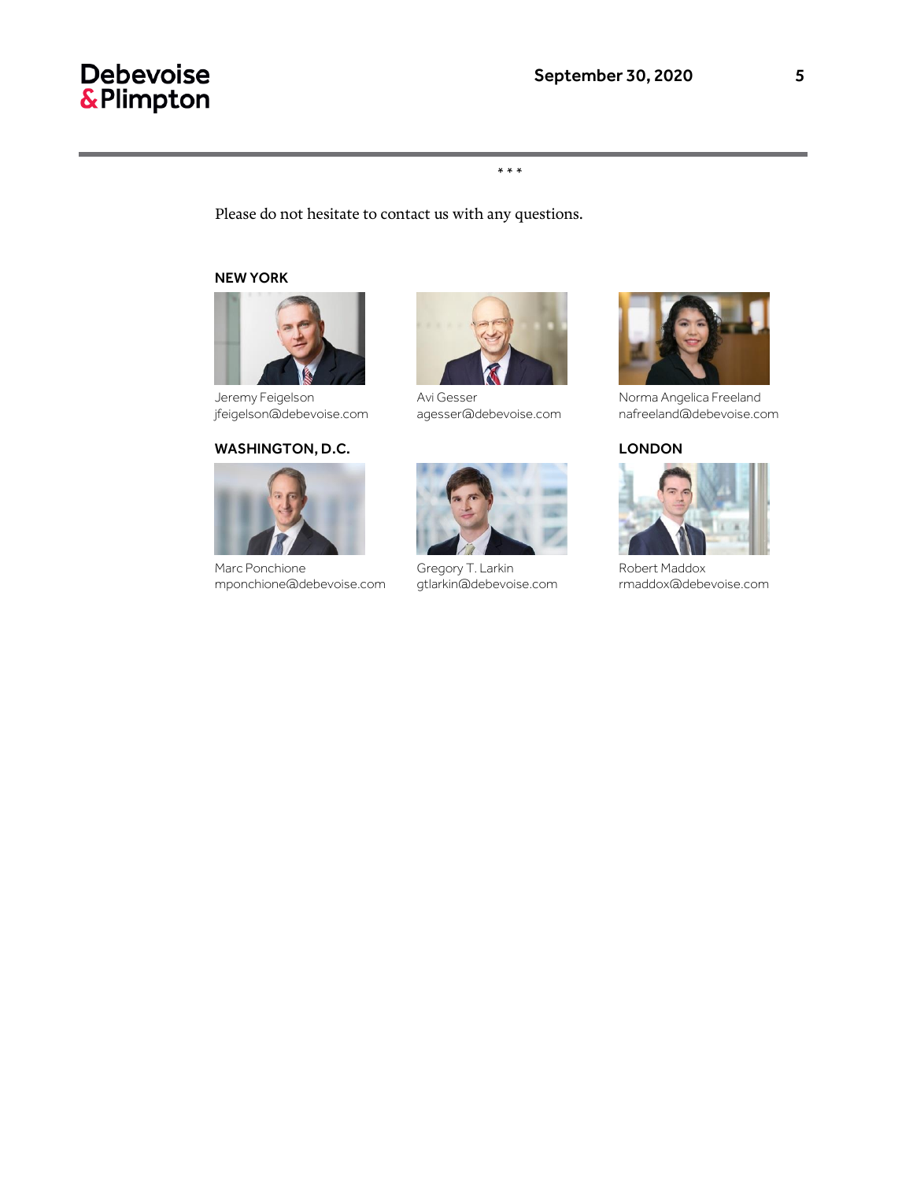\* \* \*

Please do not hesitate to contact us with any questions.

**NEW YORK**

Jeremy Feigelson
jfeigelson@debevoise.com

Avi Gesser
agesser@debevoise.com

Norma Angelica Freeland
nafreeland@debevoise.com

**WASHINGTON, D.C.**

Marc Ponchione
mponchione@debevoise.com

Gregory T. Larkin
gtlarkin@debevoise.com

**LONDON**

Robert Maddox
rmaddox@debevoise.com